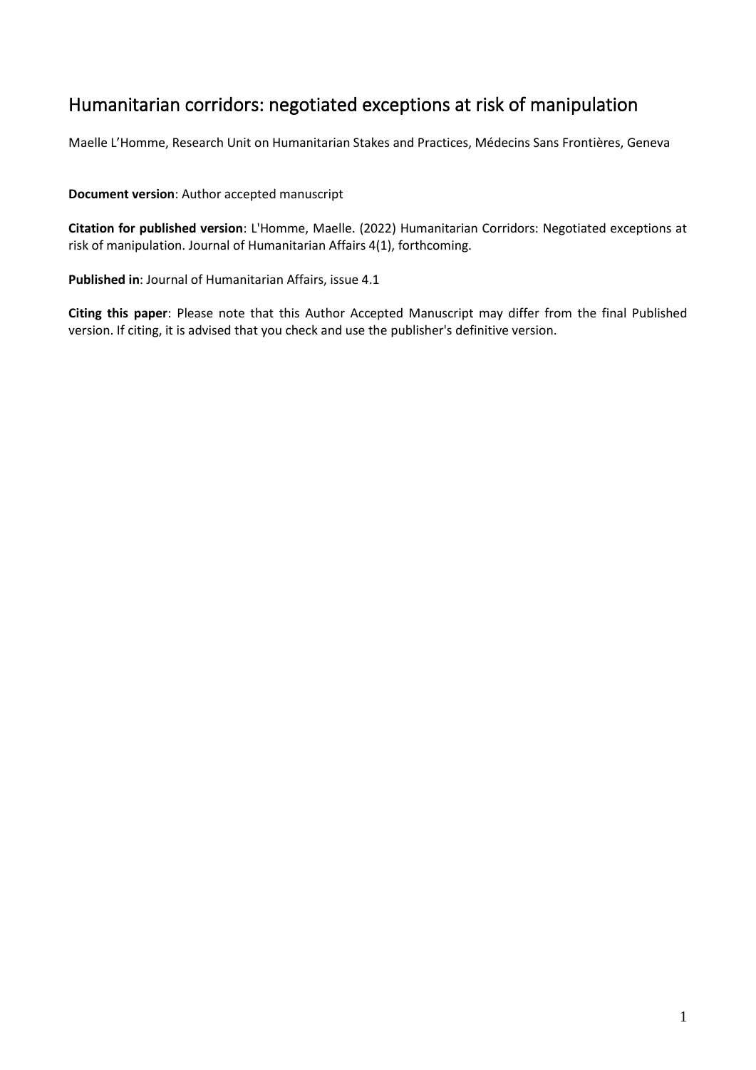# Humanitarian corridors: negotiated exceptions at risk of manipulation

Maelle L'Homme, Research Unit on Humanitarian Stakes and Practices, Médecins Sans Frontières, Geneva

**Document version**: Author accepted manuscript

**Citation for published version**: L'Homme, Maelle. (2022) Humanitarian Corridors: Negotiated exceptions at risk of manipulation. Journal of Humanitarian Affairs 4(1), forthcoming.

**Published in**: Journal of Humanitarian Affairs, issue 4.1

**Citing this paper**: Please note that this Author Accepted Manuscript may differ from the final Published version. If citing, it is advised that you check and use the publisher's definitive version.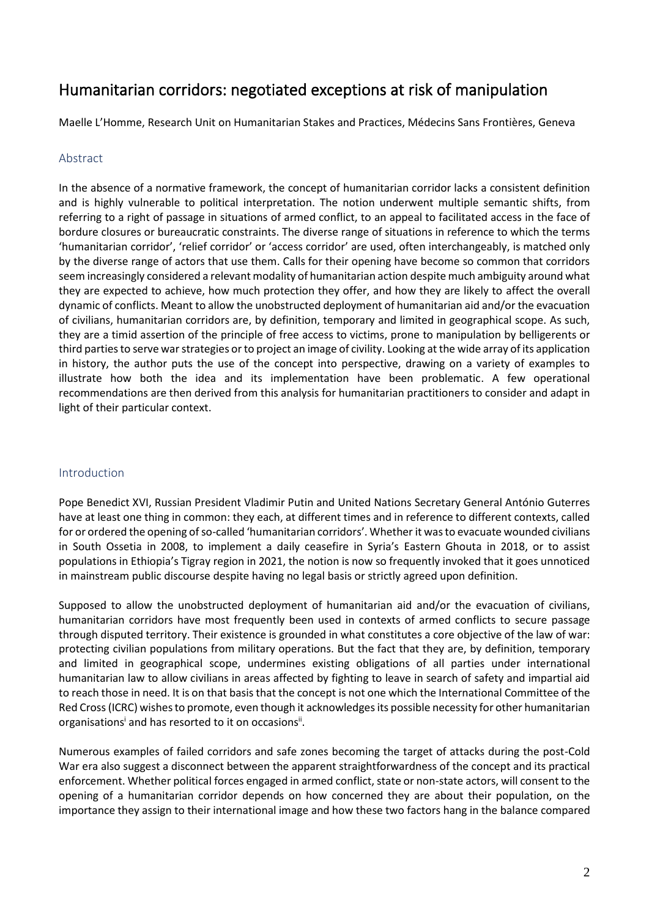# Humanitarian corridors: negotiated exceptions at risk of manipulation

Maelle L'Homme, Research Unit on Humanitarian Stakes and Practices, Médecins Sans Frontières, Geneva

## Abstract

In the absence of a normative framework, the concept of humanitarian corridor lacks a consistent definition and is highly vulnerable to political interpretation. The notion underwent multiple semantic shifts, from referring to a right of passage in situations of armed conflict, to an appeal to facilitated access in the face of bordure closures or bureaucratic constraints. The diverse range of situations in reference to which the terms 'humanitarian corridor', 'relief corridor' or 'access corridor' are used, often interchangeably, is matched only by the diverse range of actors that use them. Calls for their opening have become so common that corridors seem increasingly considered a relevant modality of humanitarian action despite much ambiguity around what they are expected to achieve, how much protection they offer, and how they are likely to affect the overall dynamic of conflicts. Meant to allow the unobstructed deployment of humanitarian aid and/or the evacuation of civilians, humanitarian corridors are, by definition, temporary and limited in geographical scope. As such, they are a timid assertion of the principle of free access to victims, prone to manipulation by belligerents or third parties to serve war strategies or to project an image of civility. Looking at the wide array of its application in history, the author puts the use of the concept into perspective, drawing on a variety of examples to illustrate how both the idea and its implementation have been problematic. A few operational recommendations are then derived from this analysis for humanitarian practitioners to consider and adapt in light of their particular context.

## Introduction

Pope Benedict XVI, Russian President Vladimir Putin and United Nations Secretary General António Guterres have at least one thing in common: they each, at different times and in reference to different contexts, called for or ordered the opening of so-called 'humanitarian corridors'. Whether it was to evacuate wounded civilians in South Ossetia in 2008, to implement a daily ceasefire in Syria's Eastern Ghouta in 2018, or to assist populations in Ethiopia's Tigray region in 2021, the notion is now so frequently invoked that it goes unnoticed in mainstream public discourse despite having no legal basis or strictly agreed upon definition.

Supposed to allow the unobstructed deployment of humanitarian aid and/or the evacuation of civilians, humanitarian corridors have most frequently been used in contexts of armed conflicts to secure passage through disputed territory. Their existence is grounded in what constitutes a core objective of the law of war: protecting civilian populations from military operations. But the fact that they are, by definition, temporary and limited in geographical scope, undermines existing obligations of all parties under international humanitarian law to allow civilians in areas affected by fighting to leave in search of safety and impartial aid to reach those in need. It is on that basis that the concept is not one which the International Committee of the Red Cross (ICRC) wishes to promote, even though it acknowledges its possible necessity for other humanitarian organisations[i] and has resorted to it on occasions[ii].

Numerous examples of failed corridors and safe zones becoming the target of attacks during the post-Cold War era also suggest a disconnect between the apparent straightforwardness of the concept and its practical enforcement. Whether political forces engaged in armed conflict, state or non-state actors, will consent to the opening of a humanitarian corridor depends on how concerned they are about their population, on the importance they assign to their international image and how these two factors hang in the balance compared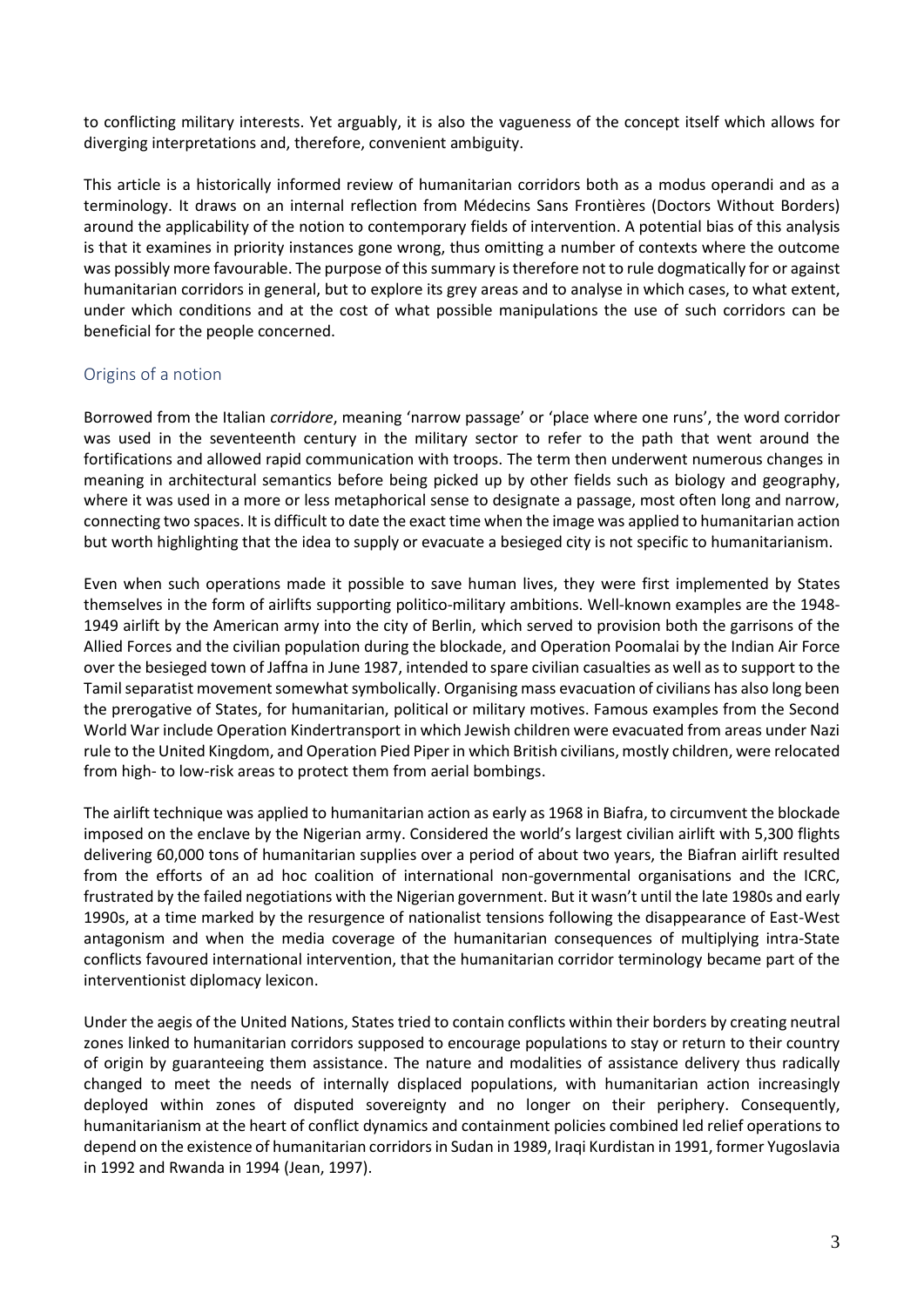to conflicting military interests. Yet arguably, it is also the vagueness of the concept itself which allows for diverging interpretations and, therefore, convenient ambiguity.

This article is a historically informed review of humanitarian corridors both as a modus operandi and as a terminology. It draws on an internal reflection from Médecins Sans Frontières (Doctors Without Borders) around the applicability of the notion to contemporary fields of intervention. A potential bias of this analysis is that it examines in priority instances gone wrong, thus omitting a number of contexts where the outcome was possibly more favourable. The purpose of this summary is therefore not to rule dogmatically for or against humanitarian corridors in general, but to explore its grey areas and to analyse in which cases, to what extent, under which conditions and at the cost of what possible manipulations the use of such corridors can be beneficial for the people concerned.

## Origins of a notion

Borrowed from the Italian *corridore*, meaning 'narrow passage' or 'place where one runs', the word corridor was used in the seventeenth century in the military sector to refer to the path that went around the fortifications and allowed rapid communication with troops. The term then underwent numerous changes in meaning in architectural semantics before being picked up by other fields such as biology and geography, where it was used in a more or less metaphorical sense to designate a passage, most often long and narrow, connecting two spaces. It is difficult to date the exact time when the image was applied to humanitarian action but worth highlighting that the idea to supply or evacuate a besieged city is not specific to humanitarianism.

Even when such operations made it possible to save human lives, they were first implemented by States themselves in the form of airlifts supporting politico-military ambitions. Well-known examples are the 1948-1949 airlift by the American army into the city of Berlin, which served to provision both the garrisons of the Allied Forces and the civilian population during the blockade, and Operation Poomalai by the Indian Air Force over the besieged town of Jaffna in June 1987, intended to spare civilian casualties as well as to support to the Tamil separatist movement somewhat symbolically. Organising mass evacuation of civilians has also long been the prerogative of States, for humanitarian, political or military motives. Famous examples from the Second World War include Operation Kindertransport in which Jewish children were evacuated from areas under Nazi rule to the United Kingdom, and Operation Pied Piper in which British civilians, mostly children, were relocated from high- to low-risk areas to protect them from aerial bombings.

The airlift technique was applied to humanitarian action as early as 1968 in Biafra, to circumvent the blockade imposed on the enclave by the Nigerian army. Considered the world's largest civilian airlift with 5,300 flights delivering 60,000 tons of humanitarian supplies over a period of about two years, the Biafran airlift resulted from the efforts of an ad hoc coalition of international non-governmental organisations and the ICRC, frustrated by the failed negotiations with the Nigerian government. But it wasn't until the late 1980s and early 1990s, at a time marked by the resurgence of nationalist tensions following the disappearance of East-West antagonism and when the media coverage of the humanitarian consequences of multiplying intra-State conflicts favoured international intervention, that the humanitarian corridor terminology became part of the interventionist diplomacy lexicon.

Under the aegis of the United Nations, States tried to contain conflicts within their borders by creating neutral zones linked to humanitarian corridors supposed to encourage populations to stay or return to their country of origin by guaranteeing them assistance. The nature and modalities of assistance delivery thus radically changed to meet the needs of internally displaced populations, with humanitarian action increasingly deployed within zones of disputed sovereignty and no longer on their periphery. Consequently, humanitarianism at the heart of conflict dynamics and containment policies combined led relief operations to depend on the existence of humanitarian corridors in Sudan in 1989, Iraqi Kurdistan in 1991, former Yugoslavia in 1992 and Rwanda in 1994 (Jean, 1997).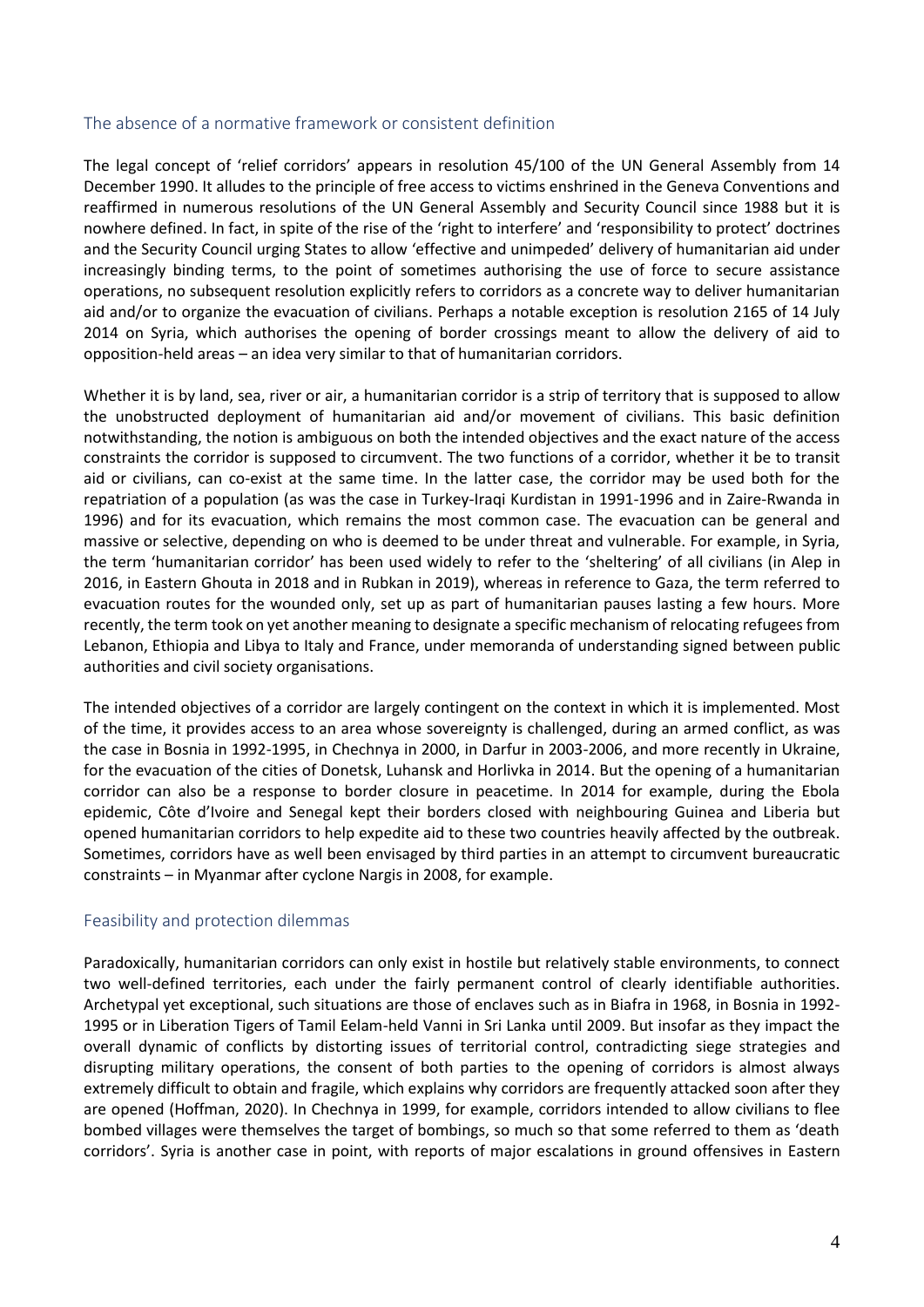## The absence of a normative framework or consistent definition

The legal concept of 'relief corridors' appears in resolution 45/100 of the UN General Assembly from 14 December 1990. It alludes to the principle of free access to victims enshrined in the Geneva Conventions and reaffirmed in numerous resolutions of the UN General Assembly and Security Council since 1988 but it is nowhere defined. In fact, in spite of the rise of the 'right to interfere' and 'responsibility to protect' doctrines and the Security Council urging States to allow 'effective and unimpeded' delivery of humanitarian aid under increasingly binding terms, to the point of sometimes authorising the use of force to secure assistance operations, no subsequent resolution explicitly refers to corridors as a concrete way to deliver humanitarian aid and/or to organize the evacuation of civilians. Perhaps a notable exception is resolution 2165 of 14 July 2014 on Syria, which authorises the opening of border crossings meant to allow the delivery of aid to opposition-held areas – an idea very similar to that of humanitarian corridors.

Whether it is by land, sea, river or air, a humanitarian corridor is a strip of territory that is supposed to allow the unobstructed deployment of humanitarian aid and/or movement of civilians. This basic definition notwithstanding, the notion is ambiguous on both the intended objectives and the exact nature of the access constraints the corridor is supposed to circumvent. The two functions of a corridor, whether it be to transit aid or civilians, can co-exist at the same time. In the latter case, the corridor may be used both for the repatriation of a population (as was the case in Turkey-Iraqi Kurdistan in 1991-1996 and in Zaire-Rwanda in 1996) and for its evacuation, which remains the most common case. The evacuation can be general and massive or selective, depending on who is deemed to be under threat and vulnerable. For example, in Syria, the term 'humanitarian corridor' has been used widely to refer to the 'sheltering' of all civilians (in Alep in 2016, in Eastern Ghouta in 2018 and in Rubkan in 2019), whereas in reference to Gaza, the term referred to evacuation routes for the wounded only, set up as part of humanitarian pauses lasting a few hours. More recently, the term took on yet another meaning to designate a specific mechanism of relocating refugees from Lebanon, Ethiopia and Libya to Italy and France, under memoranda of understanding signed between public authorities and civil society organisations.

The intended objectives of a corridor are largely contingent on the context in which it is implemented. Most of the time, it provides access to an area whose sovereignty is challenged, during an armed conflict, as was the case in Bosnia in 1992-1995, in Chechnya in 2000, in Darfur in 2003-2006, and more recently in Ukraine, for the evacuation of the cities of Donetsk, Luhansk and Horlivka in 2014. But the opening of a humanitarian corridor can also be a response to border closure in peacetime. In 2014 for example, during the Ebola epidemic, Côte d'Ivoire and Senegal kept their borders closed with neighbouring Guinea and Liberia but opened humanitarian corridors to help expedite aid to these two countries heavily affected by the outbreak. Sometimes, corridors have as well been envisaged by third parties in an attempt to circumvent bureaucratic constraints – in Myanmar after cyclone Nargis in 2008, for example.

## Feasibility and protection dilemmas

Paradoxically, humanitarian corridors can only exist in hostile but relatively stable environments, to connect two well-defined territories, each under the fairly permanent control of clearly identifiable authorities. Archetypal yet exceptional, such situations are those of enclaves such as in Biafra in 1968, in Bosnia in 1992-1995 or in Liberation Tigers of Tamil Eelam-held Vanni in Sri Lanka until 2009. But insofar as they impact the overall dynamic of conflicts by distorting issues of territorial control, contradicting siege strategies and disrupting military operations, the consent of both parties to the opening of corridors is almost always extremely difficult to obtain and fragile, which explains why corridors are frequently attacked soon after they are opened (Hoffman, 2020). In Chechnya in 1999, for example, corridors intended to allow civilians to flee bombed villages were themselves the target of bombings, so much so that some referred to them as 'death corridors'. Syria is another case in point, with reports of major escalations in ground offensives in Eastern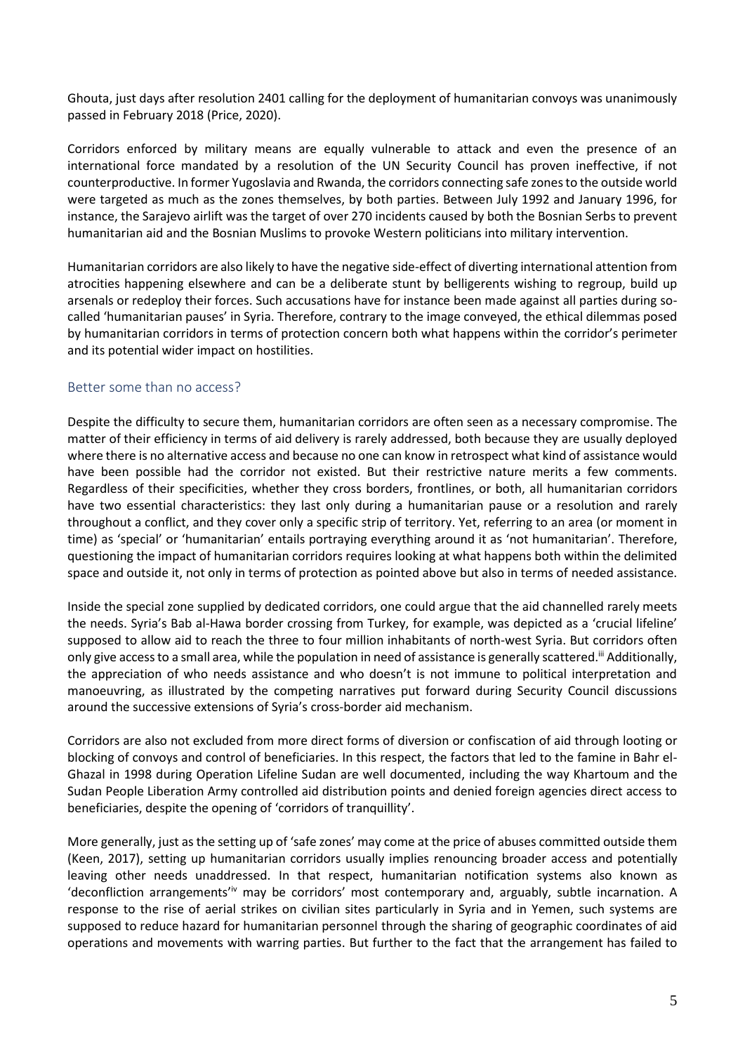Ghouta, just days after resolution 2401 calling for the deployment of humanitarian convoys was unanimously passed in February 2018 (Price, 2020).

Corridors enforced by military means are equally vulnerable to attack and even the presence of an international force mandated by a resolution of the UN Security Council has proven ineffective, if not counterproductive. In former Yugoslavia and Rwanda, the corridors connecting safe zones to the outside world were targeted as much as the zones themselves, by both parties. Between July 1992 and January 1996, for instance, the Sarajevo airlift was the target of over 270 incidents caused by both the Bosnian Serbs to prevent humanitarian aid and the Bosnian Muslims to provoke Western politicians into military intervention.

Humanitarian corridors are also likely to have the negative side-effect of diverting international attention from atrocities happening elsewhere and can be a deliberate stunt by belligerents wishing to regroup, build up arsenals or redeploy their forces. Such accusations have for instance been made against all parties during so-called 'humanitarian pauses' in Syria. Therefore, contrary to the image conveyed, the ethical dilemmas posed by humanitarian corridors in terms of protection concern both what happens within the corridor's perimeter and its potential wider impact on hostilities.

## Better some than no access?

Despite the difficulty to secure them, humanitarian corridors are often seen as a necessary compromise. The matter of their efficiency in terms of aid delivery is rarely addressed, both because they are usually deployed where there is no alternative access and because no one can know in retrospect what kind of assistance would have been possible had the corridor not existed. But their restrictive nature merits a few comments. Regardless of their specificities, whether they cross borders, frontlines, or both, all humanitarian corridors have two essential characteristics: they last only during a humanitarian pause or a resolution and rarely throughout a conflict, and they cover only a specific strip of territory. Yet, referring to an area (or moment in time) as 'special' or 'humanitarian' entails portraying everything around it as 'not humanitarian'. Therefore, questioning the impact of humanitarian corridors requires looking at what happens both within the delimited space and outside it, not only in terms of protection as pointed above but also in terms of needed assistance.

Inside the special zone supplied by dedicated corridors, one could argue that the aid channelled rarely meets the needs. Syria's Bab al-Hawa border crossing from Turkey, for example, was depicted as a 'crucial lifeline' supposed to allow aid to reach the three to four million inhabitants of north-west Syria. But corridors often only give access to a small area, while the population in need of assistance is generally scattered.[iii] Additionally, the appreciation of who needs assistance and who doesn't is not immune to political interpretation and manoeuvring, as illustrated by the competing narratives put forward during Security Council discussions around the successive extensions of Syria's cross-border aid mechanism.

Corridors are also not excluded from more direct forms of diversion or confiscation of aid through looting or blocking of convoys and control of beneficiaries. In this respect, the factors that led to the famine in Bahr el-Ghazal in 1998 during Operation Lifeline Sudan are well documented, including the way Khartoum and the Sudan People Liberation Army controlled aid distribution points and denied foreign agencies direct access to beneficiaries, despite the opening of 'corridors of tranquillity'.

More generally, just as the setting up of 'safe zones' may come at the price of abuses committed outside them (Keen, 2017), setting up humanitarian corridors usually implies renouncing broader access and potentially leaving other needs unaddressed. In that respect, humanitarian notification systems also known as 'deconfliction arrangements'[iv] may be corridors' most contemporary and, arguably, subtle incarnation. A response to the rise of aerial strikes on civilian sites particularly in Syria and in Yemen, such systems are supposed to reduce hazard for humanitarian personnel through the sharing of geographic coordinates of aid operations and movements with warring parties. But further to the fact that the arrangement has failed to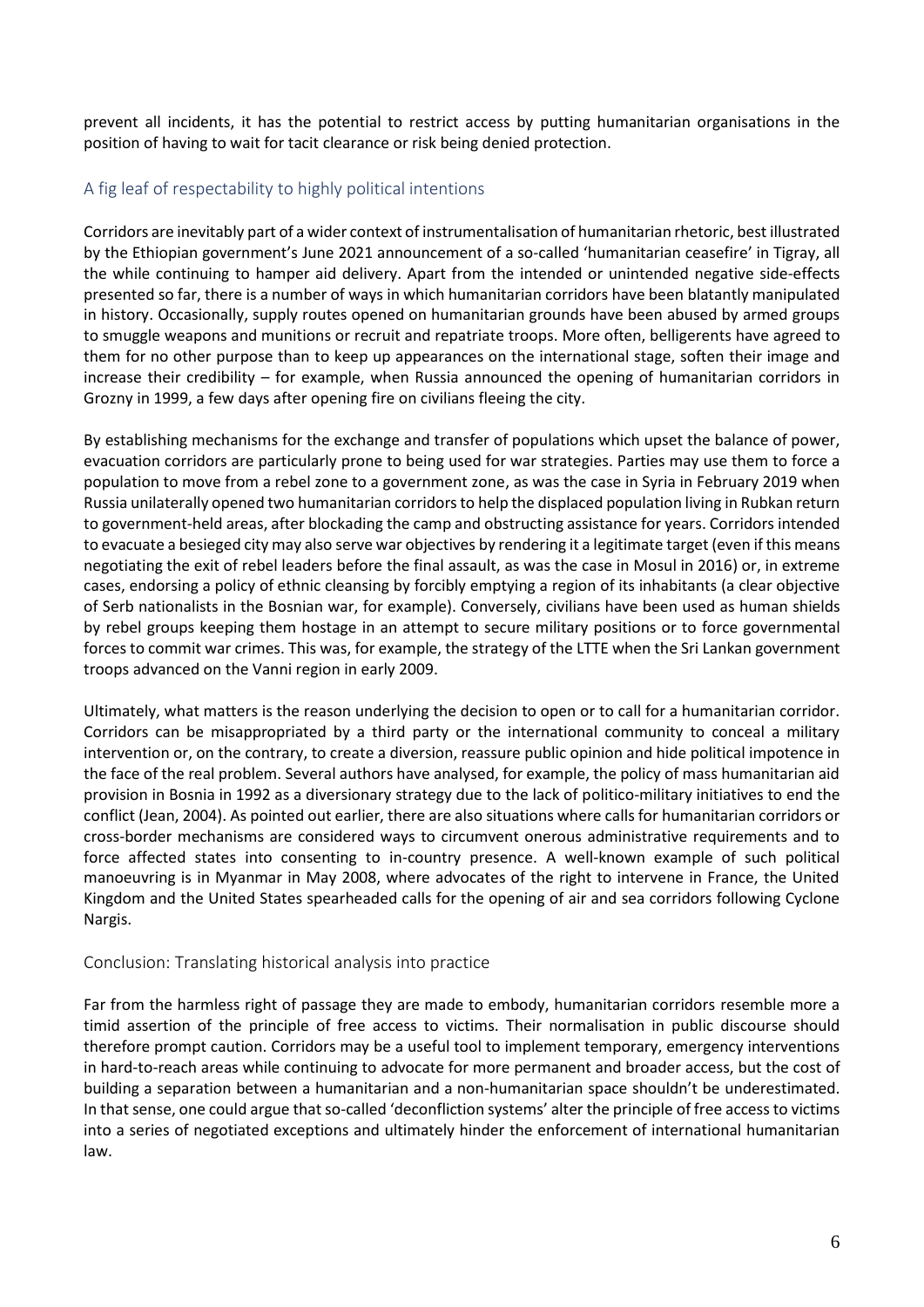prevent all incidents, it has the potential to restrict access by putting humanitarian organisations in the position of having to wait for tacit clearance or risk being denied protection.

## A fig leaf of respectability to highly political intentions

Corridors are inevitably part of a wider context of instrumentalisation of humanitarian rhetoric, best illustrated by the Ethiopian government's June 2021 announcement of a so-called 'humanitarian ceasefire' in Tigray, all the while continuing to hamper aid delivery. Apart from the intended or unintended negative side-effects presented so far, there is a number of ways in which humanitarian corridors have been blatantly manipulated in history. Occasionally, supply routes opened on humanitarian grounds have been abused by armed groups to smuggle weapons and munitions or recruit and repatriate troops. More often, belligerents have agreed to them for no other purpose than to keep up appearances on the international stage, soften their image and increase their credibility – for example, when Russia announced the opening of humanitarian corridors in Grozny in 1999, a few days after opening fire on civilians fleeing the city.

By establishing mechanisms for the exchange and transfer of populations which upset the balance of power, evacuation corridors are particularly prone to being used for war strategies. Parties may use them to force a population to move from a rebel zone to a government zone, as was the case in Syria in February 2019 when Russia unilaterally opened two humanitarian corridors to help the displaced population living in Rubkan return to government-held areas, after blockading the camp and obstructing assistance for years. Corridors intended to evacuate a besieged city may also serve war objectives by rendering it a legitimate target (even if this means negotiating the exit of rebel leaders before the final assault, as was the case in Mosul in 2016) or, in extreme cases, endorsing a policy of ethnic cleansing by forcibly emptying a region of its inhabitants (a clear objective of Serb nationalists in the Bosnian war, for example). Conversely, civilians have been used as human shields by rebel groups keeping them hostage in an attempt to secure military positions or to force governmental forces to commit war crimes. This was, for example, the strategy of the LTTE when the Sri Lankan government troops advanced on the Vanni region in early 2009.

Ultimately, what matters is the reason underlying the decision to open or to call for a humanitarian corridor. Corridors can be misappropriated by a third party or the international community to conceal a military intervention or, on the contrary, to create a diversion, reassure public opinion and hide political impotence in the face of the real problem. Several authors have analysed, for example, the policy of mass humanitarian aid provision in Bosnia in 1992 as a diversionary strategy due to the lack of politico-military initiatives to end the conflict (Jean, 2004). As pointed out earlier, there are also situations where calls for humanitarian corridors or cross-border mechanisms are considered ways to circumvent onerous administrative requirements and to force affected states into consenting to in-country presence. A well-known example of such political manoeuvring is in Myanmar in May 2008, where advocates of the right to intervene in France, the United Kingdom and the United States spearheaded calls for the opening of air and sea corridors following Cyclone Nargis.

## Conclusion: Translating historical analysis into practice

Far from the harmless right of passage they are made to embody, humanitarian corridors resemble more a timid assertion of the principle of free access to victims. Their normalisation in public discourse should therefore prompt caution. Corridors may be a useful tool to implement temporary, emergency interventions in hard-to-reach areas while continuing to advocate for more permanent and broader access, but the cost of building a separation between a humanitarian and a non-humanitarian space shouldn't be underestimated. In that sense, one could argue that so-called 'deconfliction systems' alter the principle of free access to victims into a series of negotiated exceptions and ultimately hinder the enforcement of international humanitarian law.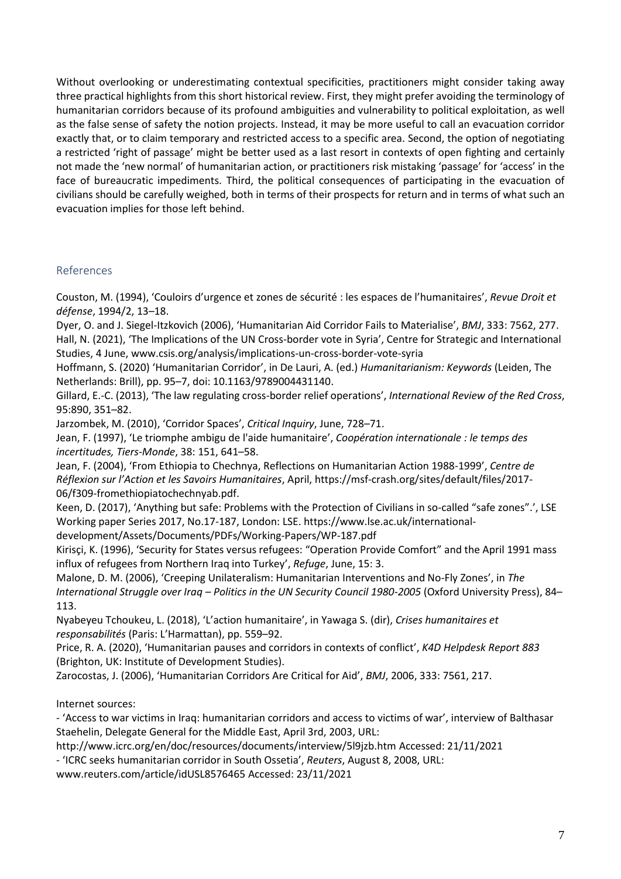Without overlooking or underestimating contextual specificities, practitioners might consider taking away three practical highlights from this short historical review. First, they might prefer avoiding the terminology of humanitarian corridors because of its profound ambiguities and vulnerability to political exploitation, as well as the false sense of safety the notion projects. Instead, it may be more useful to call an evacuation corridor exactly that, or to claim temporary and restricted access to a specific area. Second, the option of negotiating a restricted 'right of passage' might be better used as a last resort in contexts of open fighting and certainly not made the 'new normal' of humanitarian action, or practitioners risk mistaking 'passage' for 'access' in the face of bureaucratic impediments. Third, the political consequences of participating in the evacuation of civilians should be carefully weighed, both in terms of their prospects for return and in terms of what such an evacuation implies for those left behind.

## References

Couston, M. (1994), 'Couloirs d'urgence et zones de sécurité : les espaces de l'humanitaires', *Revue Droit et défense*, 1994/2, 13–18.

Dyer, O. and J. Siegel-Itzkovich (2006), 'Humanitarian Aid Corridor Fails to Materialise', *BMJ*, 333: 7562, 277.

Hall, N. (2021), 'The Implications of the UN Cross-border vote in Syria', Centre for Strategic and International Studies, 4 June, www.csis.org/analysis/implications-un-cross-border-vote-syria

Hoffmann, S. (2020) 'Humanitarian Corridor', in De Lauri, A. (ed.) *Humanitarianism: Keywords* (Leiden, The Netherlands: Brill), pp. 95–7, doi: 10.1163/9789004431140.

Gillard, E.-C. (2013), 'The law regulating cross-border relief operations', *International Review of the Red Cross*, 95:890, 351–82.

Jarzombek, M. (2010), 'Corridor Spaces', *Critical Inquiry*, June, 728–71.

Jean, F. (1997), 'Le triomphe ambigu de l'aide humanitaire', *Coopération internationale : le temps des incertitudes, Tiers-Monde*, 38: 151, 641–58.

Jean, F. (2004), 'From Ethiopia to Chechnya, Reflections on Humanitarian Action 1988-1999', *Centre de Réflexion sur l'Action et les Savoirs Humanitaires*, April, https://msf-crash.org/sites/default/files/2017-06/f309-fromethiopiatochechnyab.pdf.

Keen, D. (2017), 'Anything but safe: Problems with the Protection of Civilians in so-called "safe zones".', LSE Working paper Series 2017, No.17-187, London: LSE. https://www.lse.ac.uk/international-development/Assets/Documents/PDFs/Working-Papers/WP-187.pdf

Kirisçi, K. (1996), 'Security for States versus refugees: "Operation Provide Comfort" and the April 1991 mass influx of refugees from Northern Iraq into Turkey', *Refuge*, June, 15: 3.

Malone, D. M. (2006), 'Creeping Unilateralism: Humanitarian Interventions and No-Fly Zones', in *The International Struggle over Iraq – Politics in the UN Security Council 1980-2005* (Oxford University Press), 84–113.

Nyabeyeu Tchoukeu, L. (2018), 'L'action humanitaire', in Yawaga S. (dir), *Crises humanitaires et responsabilités* (Paris: L'Harmattan), pp. 559–92.

Price, R. A. (2020), 'Humanitarian pauses and corridors in contexts of conflict', *K4D Helpdesk Report 883* (Brighton, UK: Institute of Development Studies).

Zarocostas, J. (2006), 'Humanitarian Corridors Are Critical for Aid', *BMJ*, 2006, 333: 7561, 217.

Internet sources:

- 'Access to war victims in Iraq: humanitarian corridors and access to victims of war', interview of Balthasar Staehelin, Delegate General for the Middle East, April 3rd, 2003, URL: http://www.icrc.org/en/doc/resources/documents/interview/5l9jzb.htm Accessed: 21/11/2021
- 'ICRC seeks humanitarian corridor in South Ossetia', *Reuters*, August 8, 2008, URL: www.reuters.com/article/idUSL8576465 Accessed: 23/11/2021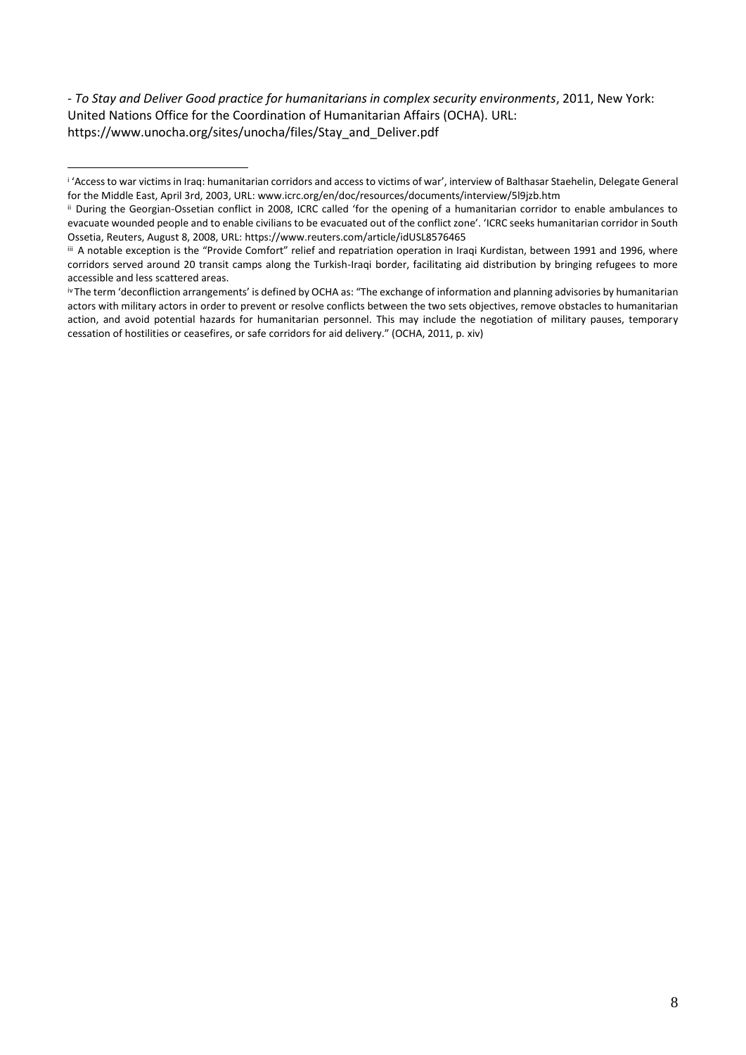- *To Stay and Deliver Good practice for humanitarians in complex security environments*, 2011, New York: United Nations Office for the Coordination of Humanitarian Affairs (OCHA). URL: https://www.unocha.org/sites/unocha/files/Stay_and_Deliver.pdf

---

[i] 'Access to war victims in Iraq: humanitarian corridors and access to victims of war', interview of Balthasar Staehelin, Delegate General for the Middle East, April 3rd, 2003, URL: www.icrc.org/en/doc/resources/documents/interview/5l9jzb.htm

[ii] During the Georgian-Ossetian conflict in 2008, ICRC called 'for the opening of a humanitarian corridor to enable ambulances to evacuate wounded people and to enable civilians to be evacuated out of the conflict zone'. 'ICRC seeks humanitarian corridor in South Ossetia, Reuters, August 8, 2008, URL: https://www.reuters.com/article/idUSL8576465

[iii] A notable exception is the "Provide Comfort" relief and repatriation operation in Iraqi Kurdistan, between 1991 and 1996, where corridors served around 20 transit camps along the Turkish-Iraqi border, facilitating aid distribution by bringing refugees to more accessible and less scattered areas.

[iv] The term 'deconfliction arrangements' is defined by OCHA as: "The exchange of information and planning advisories by humanitarian actors with military actors in order to prevent or resolve conflicts between the two sets objectives, remove obstacles to humanitarian action, and avoid potential hazards for humanitarian personnel. This may include the negotiation of military pauses, temporary cessation of hostilities or ceasefires, or safe corridors for aid delivery." (OCHA, 2011, p. xiv)